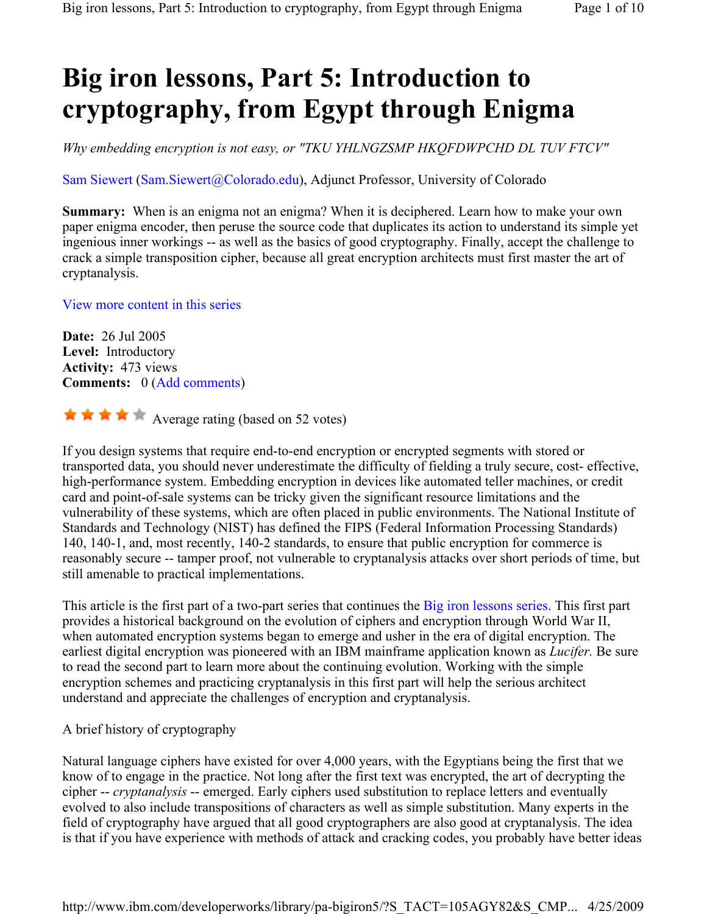# Big iron lessons, Part 5: Introduction to cryptography, from Egypt through Enigma

*Why embedding encryption is not easy, or "TKU YHLNGZSMP HKQFDWPCHD DL TUV FTCV"*

Sam Siewert (Sam.Siewert@Colorado.edu), Adjunct Professor, University of Colorado

**Summary:** When is an enigma not an enigma? When it is deciphered. Learn how to make your own paper enigma encoder, then peruse the source code that duplicates its action to understand its simple yet ingenious inner workings -- as well as the basics of good cryptography. Finally, accept the challenge to crack a simple transposition cipher, because all great encryption architects must first master the art of cryptanalysis.

View more content in this series

**Date:** 26 Jul 2005
**Level:** Introductory
**Activity:** 473 views
**Comments:** 0 (Add comments)

Average rating (based on 52 votes)

If you design systems that require end-to-end encryption or encrypted segments with stored or transported data, you should never underestimate the difficulty of fielding a truly secure, cost- effective, high-performance system. Embedding encryption in devices like automated teller machines, or credit card and point-of-sale systems can be tricky given the significant resource limitations and the vulnerability of these systems, which are often placed in public environments. The National Institute of Standards and Technology (NIST) has defined the FIPS (Federal Information Processing Standards) 140, 140-1, and, most recently, 140-2 standards, to ensure that public encryption for commerce is reasonably secure -- tamper proof, not vulnerable to cryptanalysis attacks over short periods of time, but still amenable to practical implementations.

This article is the first part of a two-part series that continues the Big iron lessons series. This first part provides a historical background on the evolution of ciphers and encryption through World War II, when automated encryption systems began to emerge and usher in the era of digital encryption. The earliest digital encryption was pioneered with an IBM mainframe application known as *Lucifer.* Be sure to read the second part to learn more about the continuing evolution. Working with the simple encryption schemes and practicing cryptanalysis in this first part will help the serious architect understand and appreciate the challenges of encryption and cryptanalysis.

## A brief history of cryptography

Natural language ciphers have existed for over 4,000 years, with the Egyptians being the first that we know of to engage in the practice. Not long after the first text was encrypted, the art of decrypting the cipher -- *cryptanalysis* -- emerged. Early ciphers used substitution to replace letters and eventually evolved to also include transpositions of characters as well as simple substitution. Many experts in the field of cryptography have argued that all good cryptographers are also good at cryptanalysis. The idea is that if you have experience with methods of attack and cracking codes, you probably have better ideas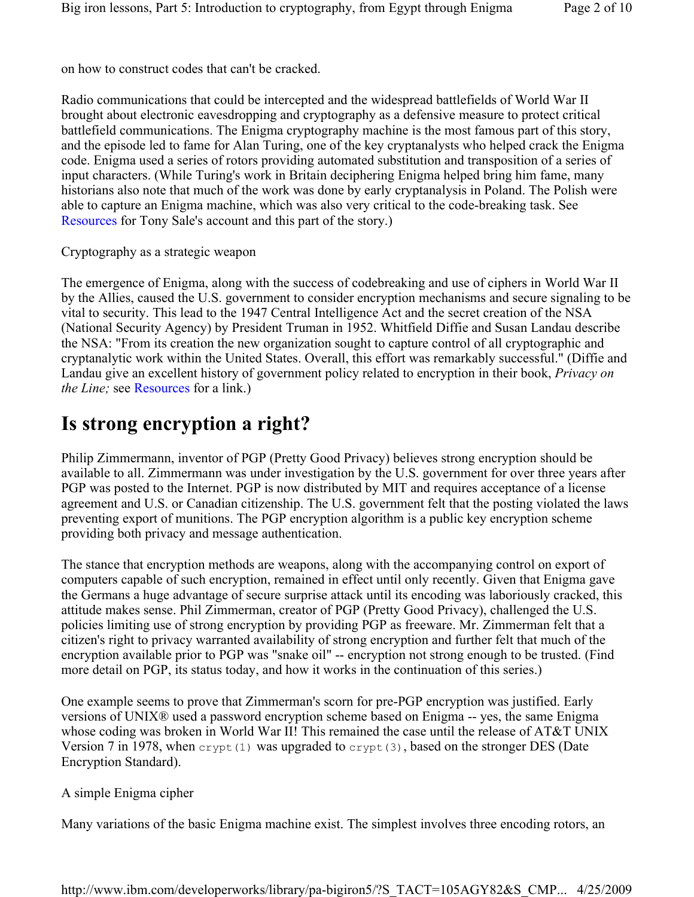on how to construct codes that can't be cracked.

Radio communications that could be intercepted and the widespread battlefields of World War II brought about electronic eavesdropping and cryptography as a defensive measure to protect critical battlefield communications. The Enigma cryptography machine is the most famous part of this story, and the episode led to fame for Alan Turing, one of the key cryptanalysts who helped crack the Enigma code. Enigma used a series of rotors providing automated substitution and transposition of a series of input characters. (While Turing's work in Britain deciphering Enigma helped bring him fame, many historians also note that much of the work was done by early cryptanalysis in Poland. The Polish were able to capture an Enigma machine, which was also very critical to the code-breaking task. See Resources for Tony Sale's account and this part of the story.)

Cryptography as a strategic weapon

The emergence of Enigma, along with the success of codebreaking and use of ciphers in World War II by the Allies, caused the U.S. government to consider encryption mechanisms and secure signaling to be vital to security. This lead to the 1947 Central Intelligence Act and the secret creation of the NSA (National Security Agency) by President Truman in 1952. Whitfield Diffie and Susan Landau describe the NSA: "From its creation the new organization sought to capture control of all cryptographic and cryptanalytic work within the United States. Overall, this effort was remarkably successful." (Diffie and Landau give an excellent history of government policy related to encryption in their book, *Privacy on the Line;* see Resources for a link.)

# Is strong encryption a right?

Philip Zimmermann, inventor of PGP (Pretty Good Privacy) believes strong encryption should be available to all. Zimmermann was under investigation by the U.S. government for over three years after PGP was posted to the Internet. PGP is now distributed by MIT and requires acceptance of a license agreement and U.S. or Canadian citizenship. The U.S. government felt that the posting violated the laws preventing export of munitions. The PGP encryption algorithm is a public key encryption scheme providing both privacy and message authentication.

The stance that encryption methods are weapons, along with the accompanying control on export of computers capable of such encryption, remained in effect until only recently. Given that Enigma gave the Germans a huge advantage of secure surprise attack until its encoding was laboriously cracked, this attitude makes sense. Phil Zimmerman, creator of PGP (Pretty Good Privacy), challenged the U.S. policies limiting use of strong encryption by providing PGP as freeware. Mr. Zimmerman felt that a citizen's right to privacy warranted availability of strong encryption and further felt that much of the encryption available prior to PGP was "snake oil" -- encryption not strong enough to be trusted. (Find more detail on PGP, its status today, and how it works in the continuation of this series.)

One example seems to prove that Zimmerman's scorn for pre-PGP encryption was justified. Early versions of UNIX® used a password encryption scheme based on Enigma -- yes, the same Enigma whose coding was broken in World War II! This remained the case until the release of AT&T UNIX Version 7 in 1978, when `crypt(1)` was upgraded to `crypt(3)`, based on the stronger DES (Date Encryption Standard).

A simple Enigma cipher

Many variations of the basic Enigma machine exist. The simplest involves three encoding rotors, an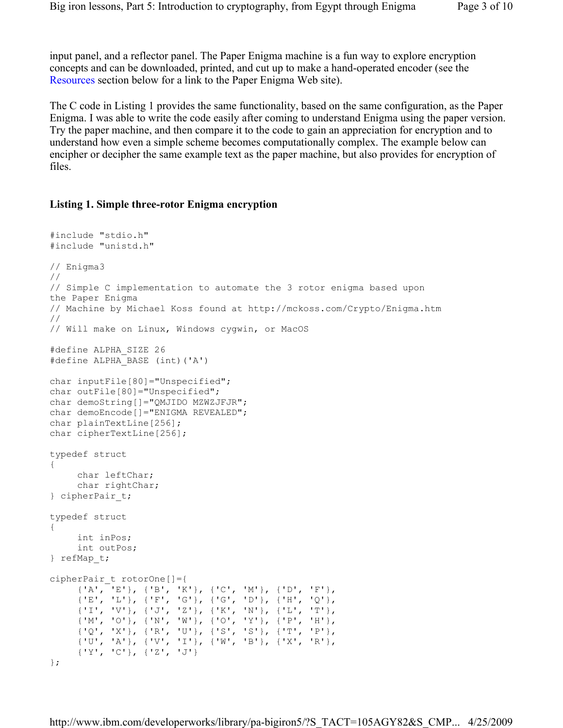input panel, and a reflector panel. The Paper Enigma machine is a fun way to explore encryption concepts and can be downloaded, printed, and cut up to make a hand-operated encoder (see the Resources section below for a link to the Paper Enigma Web site).

The C code in Listing 1 provides the same functionality, based on the same configuration, as the Paper Enigma. I was able to write the code easily after coming to understand Enigma using the paper version. Try the paper machine, and then compare it to the code to gain an appreciation for encryption and to understand how even a simple scheme becomes computationally complex. The example below can encipher or decipher the same example text as the paper machine, but also provides for encryption of files.

### Listing 1. Simple three-rotor Enigma encryption

```
#include "stdio.h"
#include "unistd.h"

// Enigma3
//
// Simple C implementation to automate the 3 rotor enigma based upon
the Paper Enigma
// Machine by Michael Koss found at http://mckoss.com/Crypto/Enigma.htm
//
// Will make on Linux, Windows cygwin, or MacOS

#define ALPHA_SIZE 26
#define ALPHA_BASE (int)('A')

char inputFile[80]="Unspecified";
char outFile[80]="Unspecified";
char demoString[]="QMJIDO MZWZJFJR";
char demoEncode[]="ENIGMA REVEALED";
char plainTextLine[256];
char cipherTextLine[256];

typedef struct
{
     char leftChar;
     char rightChar;
} cipherPair_t;

typedef struct
{
     int inPos;
     int outPos;
} refMap_t;

cipherPair_t rotorOne[]={
     {'A', 'E'}, {'B', 'K'}, {'C', 'M'}, {'D', 'F'},
     {'E', 'L'}, {'F', 'G'}, {'G', 'D'}, {'H', 'Q'},
     {'I', 'V'}, {'J', 'Z'}, {'K', 'N'}, {'L', 'T'},
     {'M', 'O'}, {'N', 'W'}, {'O', 'Y'}, {'P', 'H'},
     {'Q', 'X'}, {'R', 'U'}, {'S', 'S'}, {'T', 'P'},
     {'U', 'A'}, {'V', 'I'}, {'W', 'B'}, {'X', 'R'},
     {'Y', 'C'}, {'Z', 'J'}
};
```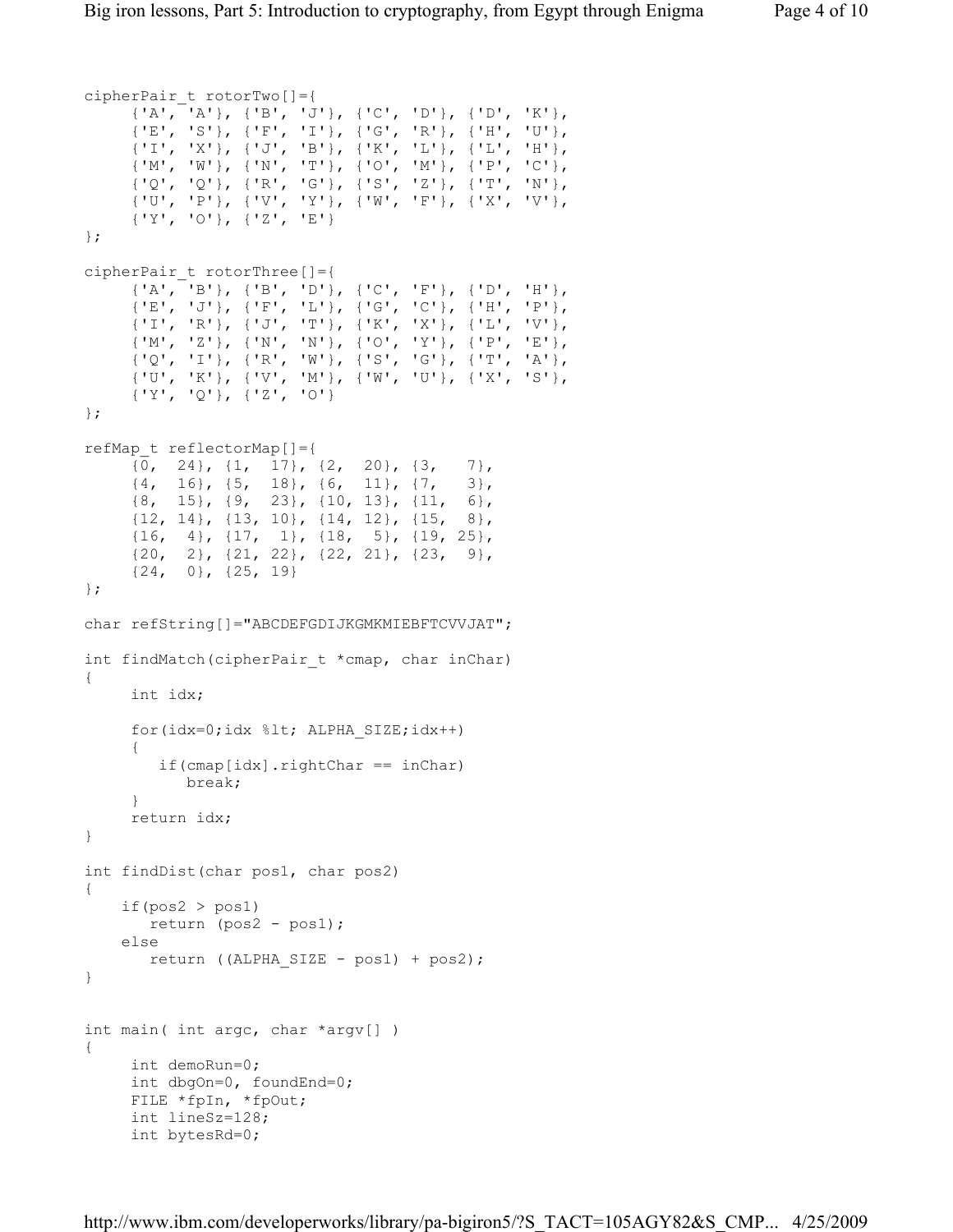```
cipherPair_t rotorTwo[]={
     {'A', 'A'}, {'B', 'J'}, {'C', 'D'}, {'D', 'K'},
     {'E', 'S'}, {'F', 'I'}, {'G', 'R'}, {'H', 'U'},
     {'I', 'X'}, {'J', 'B'}, {'K', 'L'}, {'L', 'H'},
     {'M', 'W'}, {'N', 'T'}, {'O', 'M'}, {'P', 'C'},
     {'Q', 'Q'}, {'R', 'G'}, {'S', 'Z'}, {'T', 'N'},
     {'U', 'P'}, {'V', 'Y'}, {'W', 'F'}, {'X', 'V'},
     {'Y', 'O'}, {'Z', 'E'}
};

cipherPair_t rotorThree[]={
     {'A', 'B'}, {'B', 'D'}, {'C', 'F'}, {'D', 'H'},
     {'E', 'J'}, {'F', 'L'}, {'G', 'C'}, {'H', 'P'},
     {'I', 'R'}, {'J', 'T'}, {'K', 'X'}, {'L', 'V'},
     {'M', 'Z'}, {'N', 'N'}, {'O', 'Y'}, {'P', 'E'},
     {'Q', 'I'}, {'R', 'W'}, {'S', 'G'}, {'T', 'A'},
     {'U', 'K'}, {'V', 'M'}, {'W', 'U'}, {'X', 'S'},
     {'Y', 'Q'}, {'Z', 'O'}
};

refMap_t reflectorMap[]={
     {0,  24}, {1,  17}, {2,  20}, {3,   7},
     {4,  16}, {5,  18}, {6,  11}, {7,   3},
     {8,  15}, {9,  23}, {10, 13}, {11,  6},
     {12, 14}, {13, 10}, {14, 12}, {15,  8},
     {16,  4}, {17,  1}, {18,  5}, {19, 25},
     {20,  2}, {21, 22}, {22, 21}, {23,  9},
     {24,  0}, {25, 19}
};

char refString[]="ABCDEFGDIJKGMKMIEBFTCVVJAT";

int findMatch(cipherPair_t *cmap, char inChar)
{
     int idx;

     for(idx=0;idx %lt; ALPHA_SIZE;idx++)
     {
        if(cmap[idx].rightChar == inChar)
           break;
     }
     return idx;
}

int findDist(char pos1, char pos2)
{
    if(pos2 > pos1)
       return (pos2 - pos1);
    else
       return ((ALPHA_SIZE - pos1) + pos2);
}


int main( int argc, char *argv[] )
{
     int demoRun=0;
     int dbgOn=0, foundEnd=0;
     FILE *fpIn, *fpOut;
     int lineSz=128;
     int bytesRd=0;
```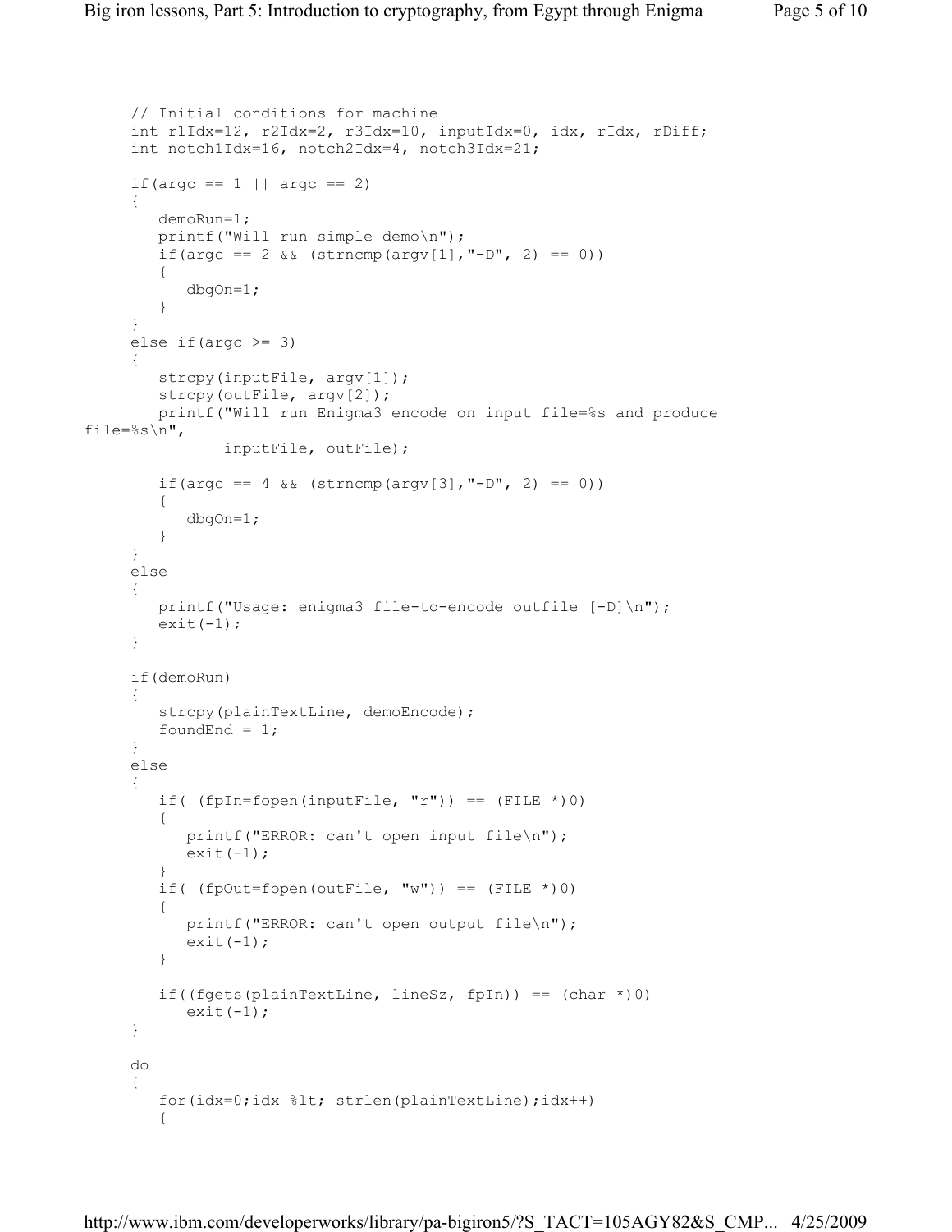```
// Initial conditions for machine
int r1Idx=12, r2Idx=2, r3Idx=10, inputIdx=0, idx, rIdx, rDiff;
int notch1Idx=16, notch2Idx=4, notch3Idx=21;

if(argc == 1 || argc == 2)
{
   demoRun=1;
   printf("Will run simple demo\n");
   if(argc == 2 && (strncmp(argv[1],"-D", 2) == 0))
   {
      dbgOn=1;
   }
}
else if(argc >= 3)
{
   strcpy(inputFile, argv[1]);
   strcpy(outFile, argv[2]);
   printf("Will run Enigma3 encode on input file=%s and produce
file=%s\n",
          inputFile, outFile);

   if(argc == 4 && (strncmp(argv[3],"-D", 2) == 0))
   {
      dbgOn=1;
   }
}
else
{
   printf("Usage: enigma3 file-to-encode outfile [-D]\n");
   exit(-1);
}

if(demoRun)
{
   strcpy(plainTextLine, demoEncode);
   foundEnd = 1;
}
else
{
   if( (fpIn=fopen(inputFile, "r")) == (FILE *)0)
   {
      printf("ERROR: can't open input file\n");
      exit(-1);
   }
   if( (fpOut=fopen(outFile, "w")) == (FILE *)0)
   {
      printf("ERROR: can't open output file\n");
      exit(-1);
   }

   if((fgets(plainTextLine, lineSz, fpIn)) == (char *)0)
      exit(-1);
}

do
{
   for(idx=0;idx %lt; strlen(plainTextLine);idx++)
   {
```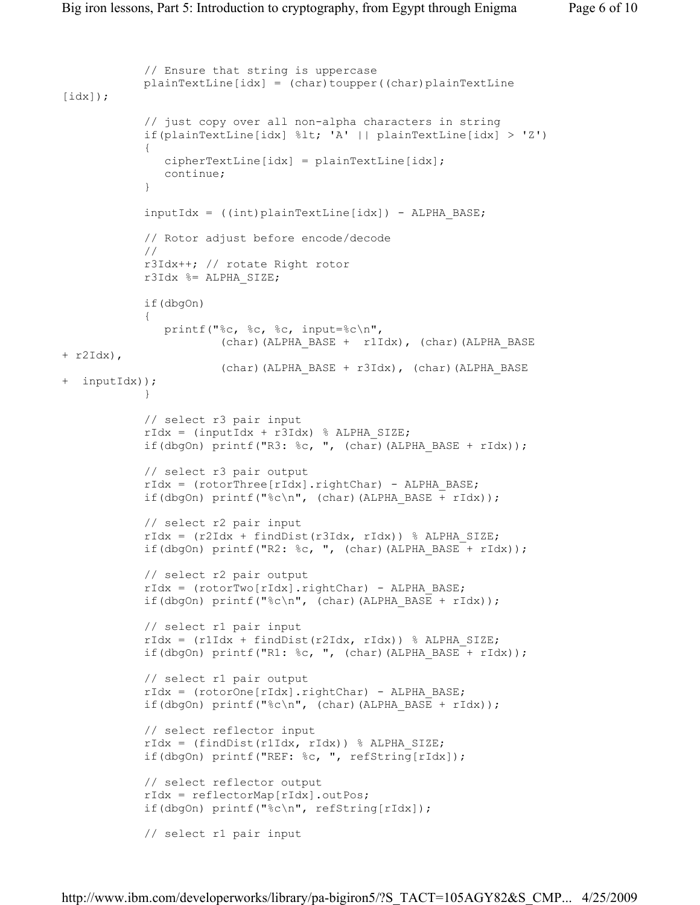```
            // Ensure that string is uppercase
            plainTextLine[idx] = (char)toupper((char)plainTextLine
[idx]);

            // just copy over all non-alpha characters in string
            if(plainTextLine[idx] %lt; 'A' || plainTextLine[idx] > 'Z')
            {
               cipherTextLine[idx] = plainTextLine[idx];
               continue;
            }

            inputIdx = ((int)plainTextLine[idx]) - ALPHA_BASE;

            // Rotor adjust before encode/decode
            //
            r3Idx++; // rotate Right rotor
            r3Idx %= ALPHA_SIZE;

            if(dbgOn)
            {
               printf("%c, %c, %c, input=%c\n",
                       (char)(ALPHA_BASE +  r1Idx), (char)(ALPHA_BASE
+ r2Idx),
                       (char)(ALPHA_BASE + r3Idx), (char)(ALPHA_BASE
+  inputIdx));
            }

            // select r3 pair input
            rIdx = (inputIdx + r3Idx) % ALPHA_SIZE;
            if(dbgOn) printf("R3: %c, ", (char)(ALPHA_BASE + rIdx));

            // select r3 pair output
            rIdx = (rotorThree[rIdx].rightChar) - ALPHA_BASE;
            if(dbgOn) printf("%c\n", (char)(ALPHA_BASE + rIdx));

            // select r2 pair input
            rIdx = (r2Idx + findDist(r3Idx, rIdx)) % ALPHA_SIZE;
            if(dbgOn) printf("R2: %c, ", (char)(ALPHA_BASE + rIdx));

            // select r2 pair output
            rIdx = (rotorTwo[rIdx].rightChar) - ALPHA_BASE;
            if(dbgOn) printf("%c\n", (char)(ALPHA_BASE + rIdx));

            // select r1 pair input
            rIdx = (r1Idx + findDist(r2Idx, rIdx)) % ALPHA_SIZE;
            if(dbgOn) printf("R1: %c, ", (char)(ALPHA_BASE + rIdx));

            // select r1 pair output
            rIdx = (rotorOne[rIdx].rightChar) - ALPHA_BASE;
            if(dbgOn) printf("%c\n", (char)(ALPHA_BASE + rIdx));

            // select reflector input
            rIdx = (findDist(r1Idx, rIdx)) % ALPHA_SIZE;
            if(dbgOn) printf("REF: %c, ", refString[rIdx]);

            // select reflector output
            rIdx = reflectorMap[rIdx].outPos;
            if(dbgOn) printf("%c\n", refString[rIdx]);

            // select r1 pair input
```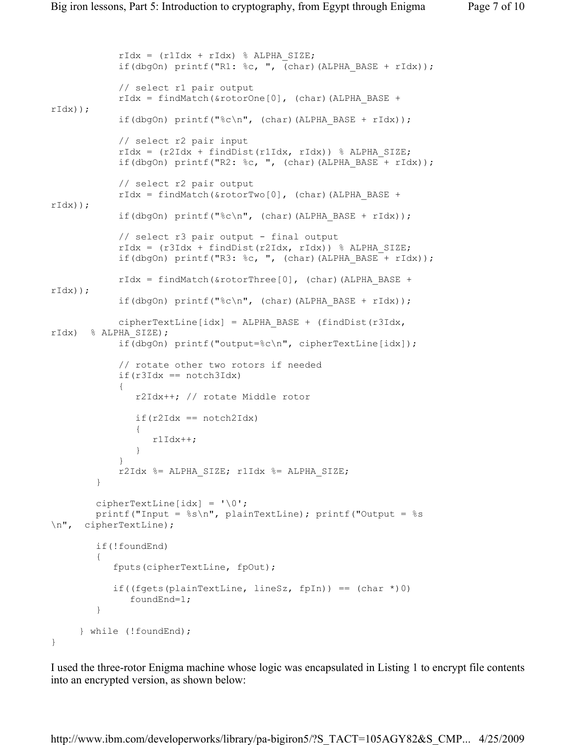```
            rIdx = (r1Idx + rIdx) % ALPHA_SIZE;
            if(dbgOn) printf("R1: %c, ", (char)(ALPHA_BASE + rIdx));

            // select r1 pair output
            rIdx = findMatch(&rotorOne[0], (char)(ALPHA_BASE +
rIdx));
            if(dbgOn) printf("%c\n", (char)(ALPHA_BASE + rIdx));

            // select r2 pair input
            rIdx = (r2Idx + findDist(r1Idx, rIdx)) % ALPHA_SIZE;
            if(dbgOn) printf("R2: %c, ", (char)(ALPHA_BASE + rIdx));

            // select r2 pair output
            rIdx = findMatch(&rotorTwo[0], (char)(ALPHA_BASE +
rIdx));
            if(dbgOn) printf("%c\n", (char)(ALPHA_BASE + rIdx));

            // select r3 pair output - final output
            rIdx = (r3Idx + findDist(r2Idx, rIdx)) % ALPHA_SIZE;
            if(dbgOn) printf("R3: %c, ", (char)(ALPHA_BASE + rIdx));

            rIdx = findMatch(&rotorThree[0], (char)(ALPHA_BASE +
rIdx));
            if(dbgOn) printf("%c\n", (char)(ALPHA_BASE + rIdx));

            cipherTextLine[idx] = ALPHA_BASE + (findDist(r3Idx,
rIdx)  % ALPHA_SIZE);
            if(dbgOn) printf("output=%c\n", cipherTextLine[idx]);

            // rotate other two rotors if needed
            if(r3Idx == notch3Idx)
            {
               r2Idx++; // rotate Middle rotor

               if(r2Idx == notch2Idx)
               {
                  r1Idx++;
               }
            }
            r2Idx %= ALPHA_SIZE; r1Idx %= ALPHA_SIZE;
        }

        cipherTextLine[idx] = '\0';
        printf("Input = %s\n", plainTextLine); printf("Output = %s
\n",  cipherTextLine);

        if(!foundEnd)
        {
           fputs(cipherTextLine, fpOut);

           if((fgets(plainTextLine, lineSz, fpIn)) == (char *)0)
              foundEnd=1;
        }

     } while (!foundEnd);
}
```

I used the three-rotor Enigma machine whose logic was encapsulated in Listing 1 to encrypt file contents into an encrypted version, as shown below: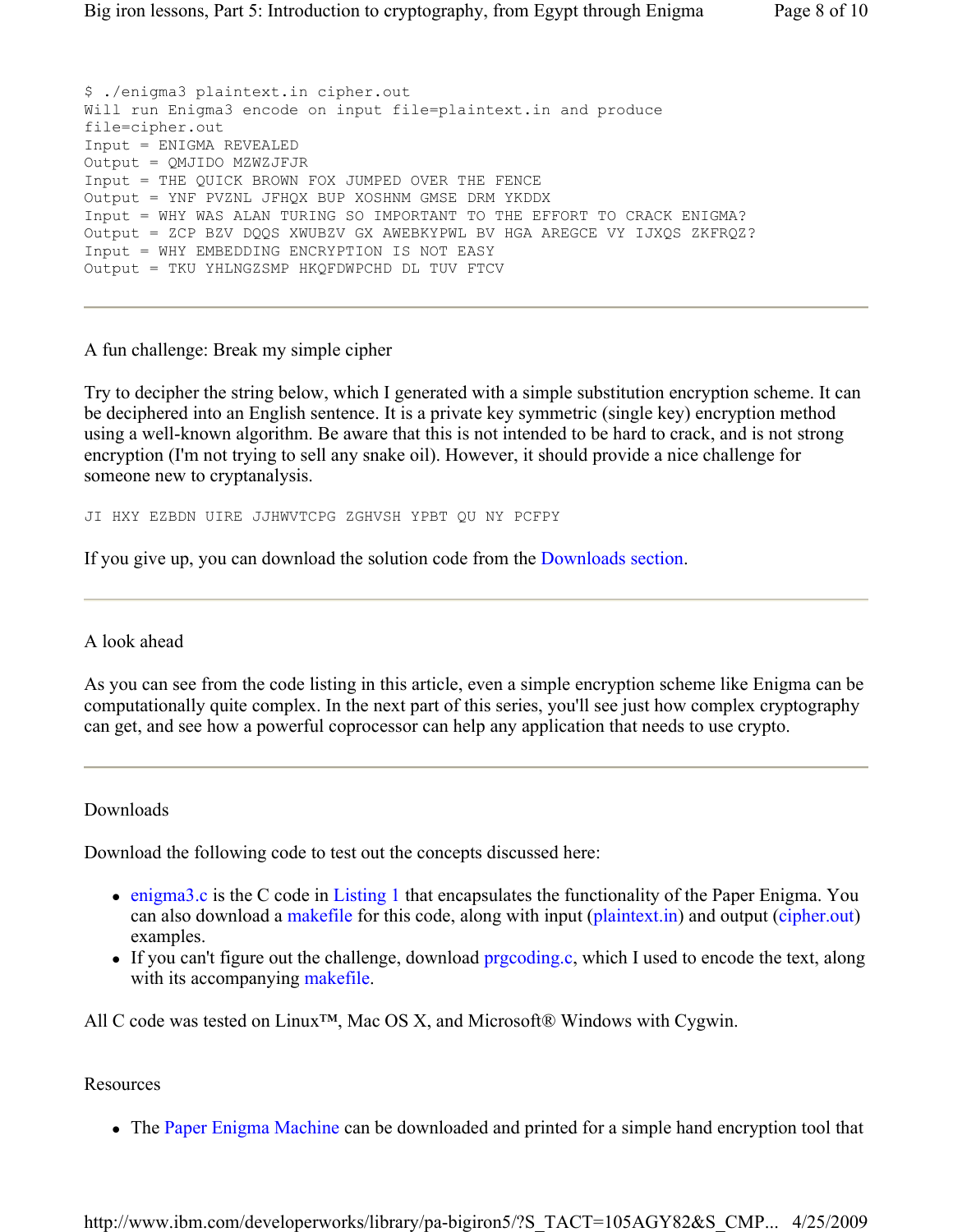```
$ ./enigma3 plaintext.in cipher.out
Will run Enigma3 encode on input file=plaintext.in and produce
file=cipher.out
Input = ENIGMA REVEALED
Output = QMJIDO MZWZJFJR
Input = THE QUICK BROWN FOX JUMPED OVER THE FENCE
Output = YNF PVZNL JFHQX BUP XOSHNM GMSE DRM YKDDX
Input = WHY WAS ALAN TURING SO IMPORTANT TO THE EFFORT TO CRACK ENIGMA?
Output = ZCP BZV DQQS XWUBZV GX AWEBKYPWL BV HGA AREGCE VY IJXQS ZKFRQZ?
Input = WHY EMBEDDING ENCRYPTION IS NOT EASY
Output = TKU YHLNGZSMP HKQFDWPCHD DL TUV FTCV
```

---

## A fun challenge: Break my simple cipher

Try to decipher the string below, which I generated with a simple substitution encryption scheme. It can be deciphered into an English sentence. It is a private key symmetric (single key) encryption method using a well-known algorithm. Be aware that this is not intended to be hard to crack, and is not strong encryption (I'm not trying to sell any snake oil). However, it should provide a nice challenge for someone new to cryptanalysis.

```
JI HXY EZBDN UIRE JJHWVTCPG ZGHVSH YPBT QU NY PCFPY
```

If you give up, you can download the solution code from the Downloads section.

---

## A look ahead

As you can see from the code listing in this article, even a simple encryption scheme like Enigma can be computationally quite complex. In the next part of this series, you'll see just how complex cryptography can get, and see how a powerful coprocessor can help any application that needs to use crypto.

---

## Downloads

Download the following code to test out the concepts discussed here:

- enigma3.c is the C code in Listing 1 that encapsulates the functionality of the Paper Enigma. You can also download a makefile for this code, along with input (plaintext.in) and output (cipher.out) examples.
- If you can't figure out the challenge, download prgcoding.c, which I used to encode the text, along with its accompanying makefile.

All C code was tested on Linux™, Mac OS X, and Microsoft® Windows with Cygwin.

## Resources

- The Paper Enigma Machine can be downloaded and printed for a simple hand encryption tool that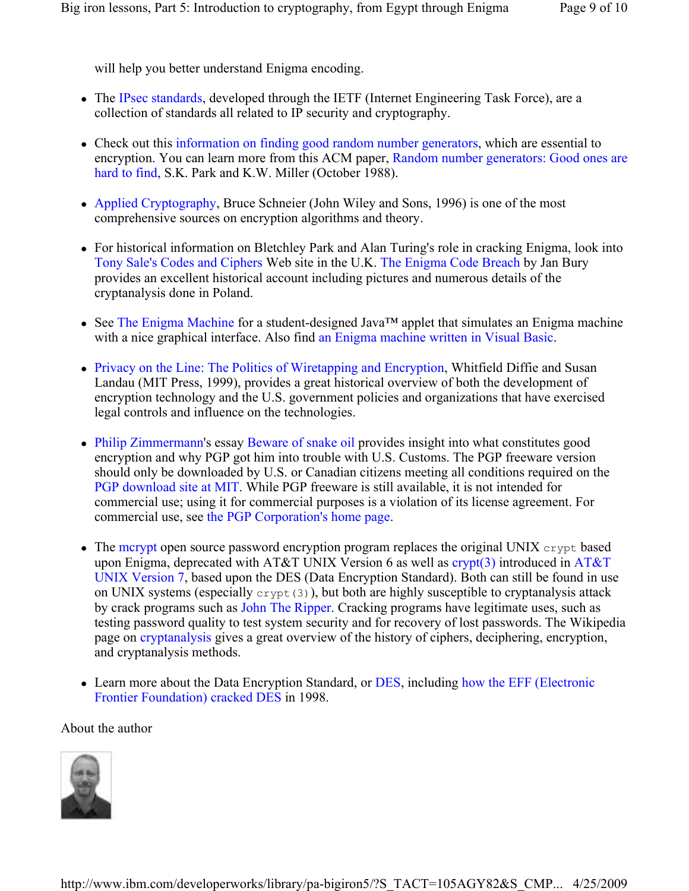will help you better understand Enigma encoding.

- The IPsec standards, developed through the IETF (Internet Engineering Task Force), are a collection of standards all related to IP security and cryptography.

- Check out this information on finding good random number generators, which are essential to encryption. You can learn more from this ACM paper, Random number generators: Good ones are hard to find, S.K. Park and K.W. Miller (October 1988).

- Applied Cryptography, Bruce Schneier (John Wiley and Sons, 1996) is one of the most comprehensive sources on encryption algorithms and theory.

- For historical information on Bletchley Park and Alan Turing's role in cracking Enigma, look into Tony Sale's Codes and Ciphers Web site in the U.K. The Enigma Code Breach by Jan Bury provides an excellent historical account including pictures and numerous details of the cryptanalysis done in Poland.

- See The Enigma Machine for a student-designed Java™ applet that simulates an Enigma machine with a nice graphical interface. Also find an Enigma machine written in Visual Basic.

- Privacy on the Line: The Politics of Wiretapping and Encryption, Whitfield Diffie and Susan Landau (MIT Press, 1999), provides a great historical overview of both the development of encryption technology and the U.S. government policies and organizations that have exercised legal controls and influence on the technologies.

- Philip Zimmermann's essay Beware of snake oil provides insight into what constitutes good encryption and why PGP got him into trouble with U.S. Customs. The PGP freeware version should only be downloaded by U.S. or Canadian citizens meeting all conditions required on the PGP download site at MIT. While PGP freeware is still available, it is not intended for commercial use; using it for commercial purposes is a violation of its license agreement. For commercial use, see the PGP Corporation's home page.

- The mcrypt open source password encryption program replaces the original UNIX `crypt` based upon Enigma, deprecated with AT&T UNIX Version 6 as well as crypt(3) introduced in AT&T UNIX Version 7, based upon the DES (Data Encryption Standard). Both can still be found in use on UNIX systems (especially `crypt(3)`), but both are highly susceptible to cryptanalysis attack by crack programs such as John The Ripper. Cracking programs have legitimate uses, such as testing password quality to test system security and for recovery of lost passwords. The Wikipedia page on cryptanalysis gives a great overview of the history of ciphers, deciphering, encryption, and cryptanalysis methods.

- Learn more about the Data Encryption Standard, or DES, including how the EFF (Electronic Frontier Foundation) cracked DES in 1998.

About the author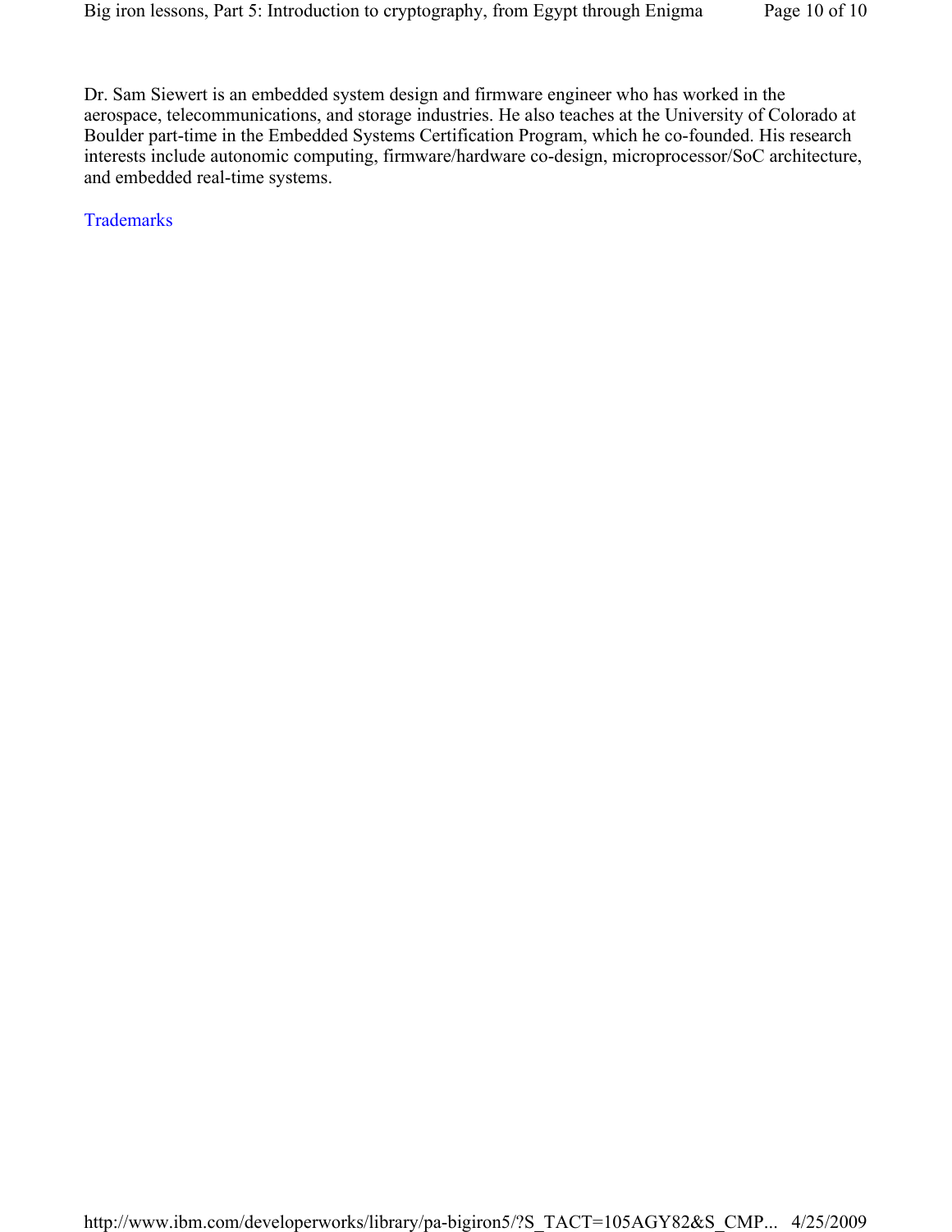Dr. Sam Siewert is an embedded system design and firmware engineer who has worked in the aerospace, telecommunications, and storage industries. He also teaches at the University of Colorado at Boulder part-time in the Embedded Systems Certification Program, which he co-founded. His research interests include autonomic computing, firmware/hardware co-design, microprocessor/SoC architecture, and embedded real-time systems.

Trademarks